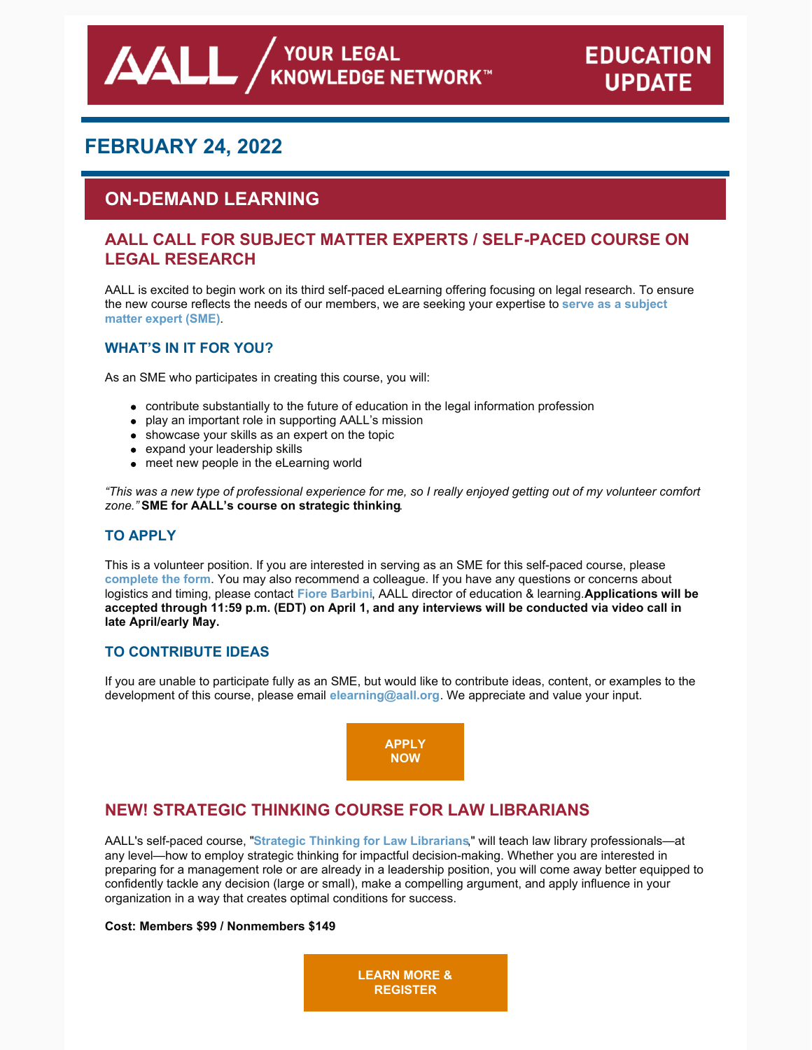AALL / YOUR LEGAL KNOWLEDGE NETWORK™

EDUCATION UPDATE

## FEBRUARY 24, 2022

# ON-DEMAND LEARNING

## AALL CALL FOR SUBJECT MATTER EXPERTS / SELF-PACED COURSE ON LEGAL RESEARCH

AALL is excited to begin work on its third self-paced eLearning offering focusing on legal research. To ensure the new course reflects the needs of our members, we are seeking your expertise to **serve as a subject matter expert (SME)**.

### WHAT'S IN IT FOR YOU?

As an SME who participates in creating this course, you will:

- contribute substantially to the future of education in the legal information profession
- play an important role in supporting AALL's mission
- showcase your skills as an expert on the topic
- expand your leadership skills
- meet new people in the eLearning world

*"This was a new type of professional experience for me, so I really enjoyed getting out of my volunteer comfort zone."* **SME for AALL's course on strategic thinking**.

### TO APPLY

This is a volunteer position. If you are interested in serving as an SME for this self-paced course, please **complete the form**. You may also recommend a colleague. If you have any questions or concerns about logistics and timing, please contact **Fiore Barbini**, AALL director of education & learning. **Applications will be accepted through 11:59 p.m. (EDT) on April 1, and any interviews will be conducted via video call in late April/early May.**

### TO CONTRIBUTE IDEAS

If you are unable to participate fully as an SME, but would like to contribute ideas, content, or examples to the development of this course, please email **elearning@aall.org**. We appreciate and value your input.

**APPLY NOW**

## NEW! STRATEGIC THINKING COURSE FOR LAW LIBRARIANS

AALL's self-paced course, "**Strategic Thinking for Law Librarians**," will teach law library professionals—at any level—how to employ strategic thinking for impactful decision-making. Whether you are interested in preparing for a management role or are already in a leadership position, you will come away better equipped to confidently tackle any decision (large or small), make a compelling argument, and apply influence in your organization in a way that creates optimal conditions for success.

**Cost: Members $99 / Nonmembers $149**

**LEARN MORE & REGISTER**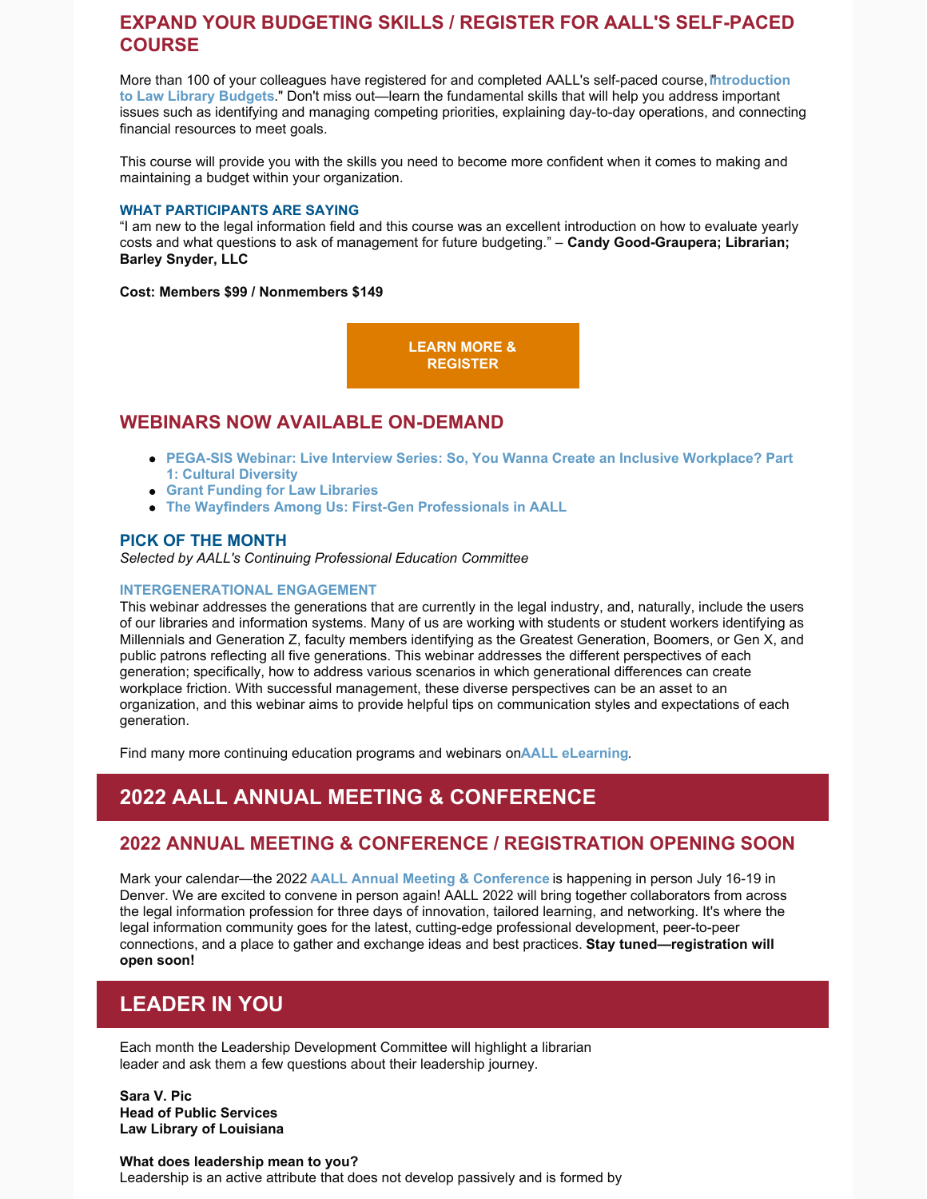## EXPAND YOUR BUDGETING SKILLS / REGISTER FOR AALL'S SELF-PACED COURSE

More than 100 of your colleagues have registered for and completed AALL's self-paced course, "**Introduction to Law Library Budgets**." Don't miss out—learn the fundamental skills that will help you address important issues such as identifying and managing competing priorities, explaining day-to-day operations, and connecting financial resources to meet goals.

This course will provide you with the skills you need to become more confident when it comes to making and maintaining a budget within your organization.

### WHAT PARTICIPANTS ARE SAYING

"I am new to the legal information field and this course was an excellent introduction on how to evaluate yearly costs and what questions to ask of management for future budgeting." – **Candy Good-Graupera; Librarian; Barley Snyder, LLC**

**Cost: Members $99 / Nonmembers $149**

**LEARN MORE & REGISTER**

## WEBINARS NOW AVAILABLE ON-DEMAND

- **PEGA-SIS Webinar: Live Interview Series: So, You Wanna Create an Inclusive Workplace? Part 1: Cultural Diversity**
- **Grant Funding for Law Libraries**
- **The Wayfinders Among Us: First-Gen Professionals in AALL**

### PICK OF THE MONTH

*Selected by AALL's Continuing Professional Education Committee*

#### INTERGENERATIONAL ENGAGEMENT

This webinar addresses the generations that are currently in the legal industry, and, naturally, include the users of our libraries and information systems. Many of us are working with students or student workers identifying as Millennials and Generation Z, faculty members identifying as the Greatest Generation, Boomers, or Gen X, and public patrons reflecting all five generations. This webinar addresses the different perspectives of each generation; specifically, how to address various scenarios in which generational differences can create workplace friction. With successful management, these diverse perspectives can be an asset to an organization, and this webinar aims to provide helpful tips on communication styles and expectations of each generation.

Find many more continuing education programs and webinars on **AALL eLearning**.

# 2022 AALL ANNUAL MEETING & CONFERENCE

## 2022 ANNUAL MEETING & CONFERENCE / REGISTRATION OPENING SOON

Mark your calendar—the 2022 **AALL Annual Meeting & Conference** is happening in person July 16-19 in Denver. We are excited to convene in person again! AALL 2022 will bring together collaborators from across the legal information profession for three days of innovation, tailored learning, and networking. It's where the legal information community goes for the latest, cutting-edge professional development, peer-to-peer connections, and a place to gather and exchange ideas and best practices. **Stay tuned—registration will open soon!**

# LEADER IN YOU

Each month the Leadership Development Committee will highlight a librarian leader and ask them a few questions about their leadership journey.

**Sara V. Pic**
**Head of Public Services**
**Law Library of Louisiana**

**What does leadership mean to you?**
Leadership is an active attribute that does not develop passively and is formed by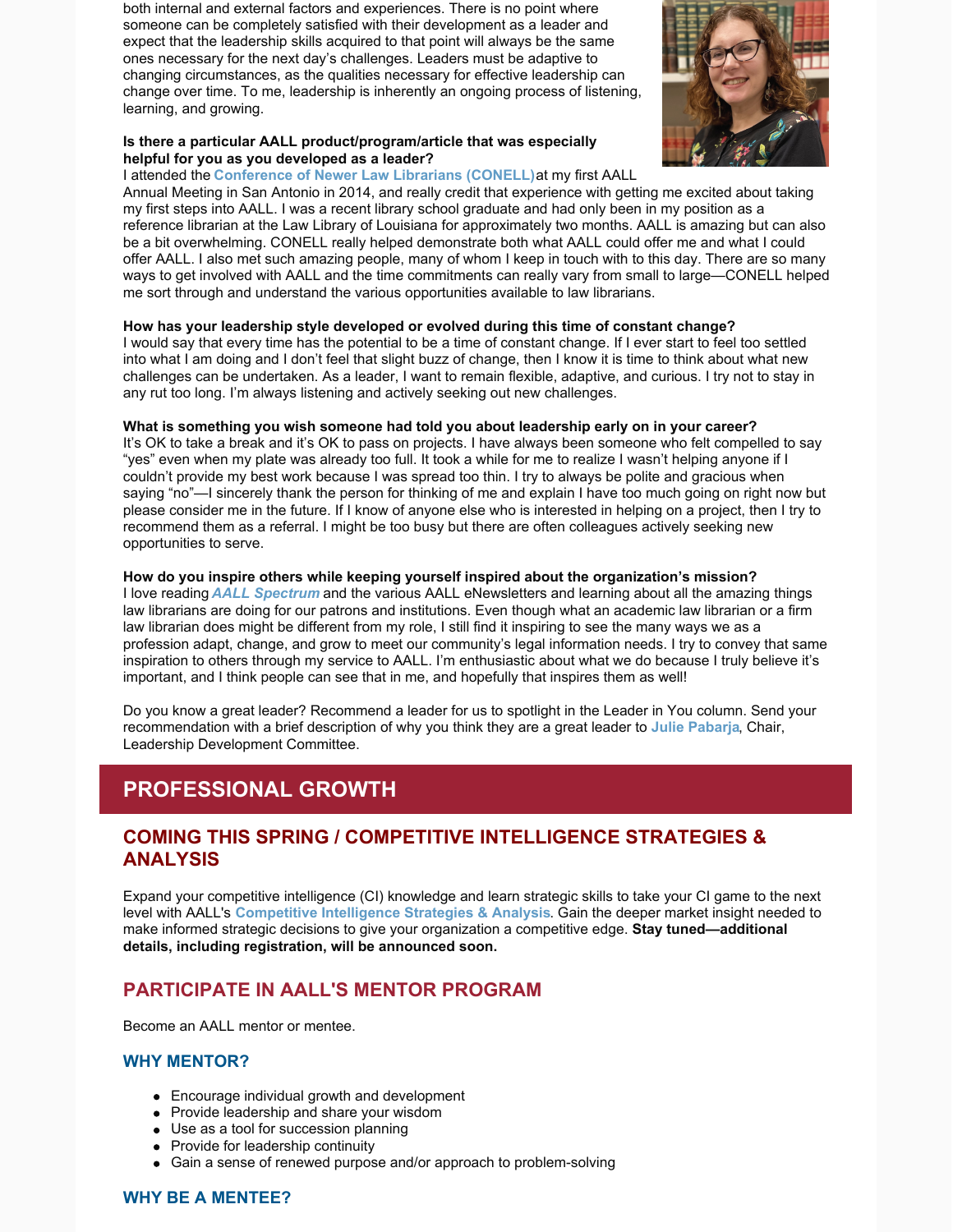both internal and external factors and experiences. There is no point where someone can be completely satisfied with their development as a leader and expect that the leadership skills acquired to that point will always be the same ones necessary for the next day's challenges. Leaders must be adaptive to changing circumstances, as the qualities necessary for effective leadership can change over time. To me, leadership is inherently an ongoing process of listening, learning, and growing.

**Is there a particular AALL product/program/article that was especially helpful for you as you developed as a leader?**
I attended the **Conference of Newer Law Librarians (CONELL)** at my first AALL Annual Meeting in San Antonio in 2014, and really credit that experience with getting me excited about taking my first steps into AALL. I was a recent library school graduate and had only been in my position as a reference librarian at the Law Library of Louisiana for approximately two months. AALL is amazing but can also be a bit overwhelming. CONELL really helped demonstrate both what AALL could offer me and what I could offer AALL. I also met such amazing people, many of whom I keep in touch with to this day. There are so many ways to get involved with AALL and the time commitments can really vary from small to large—CONELL helped me sort through and understand the various opportunities available to law librarians.

**How has your leadership style developed or evolved during this time of constant change?**
I would say that every time has the potential to be a time of constant change. If I ever start to feel too settled into what I am doing and I don't feel that slight buzz of change, then I know it is time to think about what new challenges can be undertaken. As a leader, I want to remain flexible, adaptive, and curious. I try not to stay in any rut too long. I'm always listening and actively seeking out new challenges.

**What is something you wish someone had told you about leadership early on in your career?**
It's OK to take a break and it's OK to pass on projects. I have always been someone who felt compelled to say "yes" even when my plate was already too full. It took a while for me to realize I wasn't helping anyone if I couldn't provide my best work because I was spread too thin. I try to always be polite and gracious when saying "no"—I sincerely thank the person for thinking of me and explain I have too much going on right now but please consider me in the future. If I know of anyone else who is interested in helping on a project, then I try to recommend them as a referral. I might be too busy but there are often colleagues actively seeking new opportunities to serve.

**How do you inspire others while keeping yourself inspired about the organization's mission?**
I love reading ***AALL Spectrum*** and the various AALL eNewsletters and learning about all the amazing things law librarians are doing for our patrons and institutions. Even though what an academic law librarian or a firm law librarian does might be different from my role, I still find it inspiring to see the many ways we as a profession adapt, change, and grow to meet our community's legal information needs. I try to convey that same inspiration to others through my service to AALL. I'm enthusiastic about what we do because I truly believe it's important, and I think people can see that in me, and hopefully that inspires them as well!

Do you know a great leader? Recommend a leader for us to spotlight in the Leader in You column. Send your recommendation with a brief description of why you think they are a great leader to **Julie Pabarja**, Chair, Leadership Development Committee.

# PROFESSIONAL GROWTH

## COMING THIS SPRING / COMPETITIVE INTELLIGENCE STRATEGIES & ANALYSIS

Expand your competitive intelligence (CI) knowledge and learn strategic skills to take your CI game to the next level with AALL's **Competitive Intelligence Strategies & Analysis**. Gain the deeper market insight needed to make informed strategic decisions to give your organization a competitive edge. **Stay tuned—additional details, including registration, will be announced soon.**

## PARTICIPATE IN AALL'S MENTOR PROGRAM

Become an AALL mentor or mentee.

### WHY MENTOR?

- Encourage individual growth and development
- Provide leadership and share your wisdom
- Use as a tool for succession planning
- Provide for leadership continuity
- Gain a sense of renewed purpose and/or approach to problem-solving

### WHY BE A MENTEE?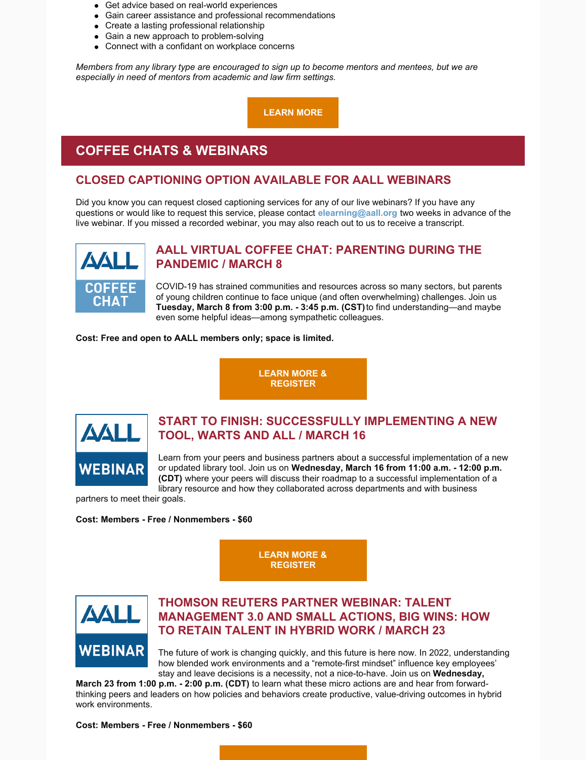- Get advice based on real-world experiences
- Gain career assistance and professional recommendations
- Create a lasting professional relationship
- Gain a new approach to problem-solving
- Connect with a confidant on workplace concerns

*Members from any library type are encouraged to sign up to become mentors and mentees, but we are especially in need of mentors from academic and law firm settings.*

**LEARN MORE**

## COFFEE CHATS & WEBINARS

### CLOSED CAPTIONING OPTION AVAILABLE FOR AALL WEBINARS

Did you know you can request closed captioning services for any of our live webinars? If you have any questions or would like to request this service, please contact **elearning@aall.org** two weeks in advance of the live webinar. If you missed a recorded webinar, you may also reach out to us to receive a transcript.

### AALL VIRTUAL COFFEE CHAT: PARENTING DURING THE PANDEMIC / MARCH 8

COVID-19 has strained communities and resources across so many sectors, but parents of young children continue to face unique (and often overwhelming) challenges. Join us **Tuesday, March 8 from 3:00 p.m. - 3:45 p.m. (CST)** to find understanding—and maybe even some helpful ideas—among sympathetic colleagues.

**Cost: Free and open to AALL members only; space is limited.**

**LEARN MORE & REGISTER**

### START TO FINISH: SUCCESSFULLY IMPLEMENTING A NEW TOOL, WARTS AND ALL / MARCH 16

Learn from your peers and business partners about a successful implementation of a new or updated library tool. Join us on **Wednesday, March 16 from 11:00 a.m. - 12:00 p.m. (CDT)** where your peers will discuss their roadmap to a successful implementation of a library resource and how they collaborated across departments and with business partners to meet their goals.

**Cost: Members - Free / Nonmembers - $60**

**LEARN MORE & REGISTER**

### THOMSON REUTERS PARTNER WEBINAR: TALENT MANAGEMENT 3.0 AND SMALL ACTIONS, BIG WINS: HOW TO RETAIN TALENT IN HYBRID WORK / MARCH 23

The future of work is changing quickly, and this future is here now. In 2022, understanding how blended work environments and a "remote-first mindset" influence key employees' stay and leave decisions is a necessity, not a nice-to-have. Join us on **Wednesday, March 23 from 1:00 p.m. - 2:00 p.m. (CDT)** to learn what these micro actions are and hear from forward-thinking peers and leaders on how policies and behaviors create productive, value-driving outcomes in hybrid work environments.

**Cost: Members - Free / Nonmembers - $60**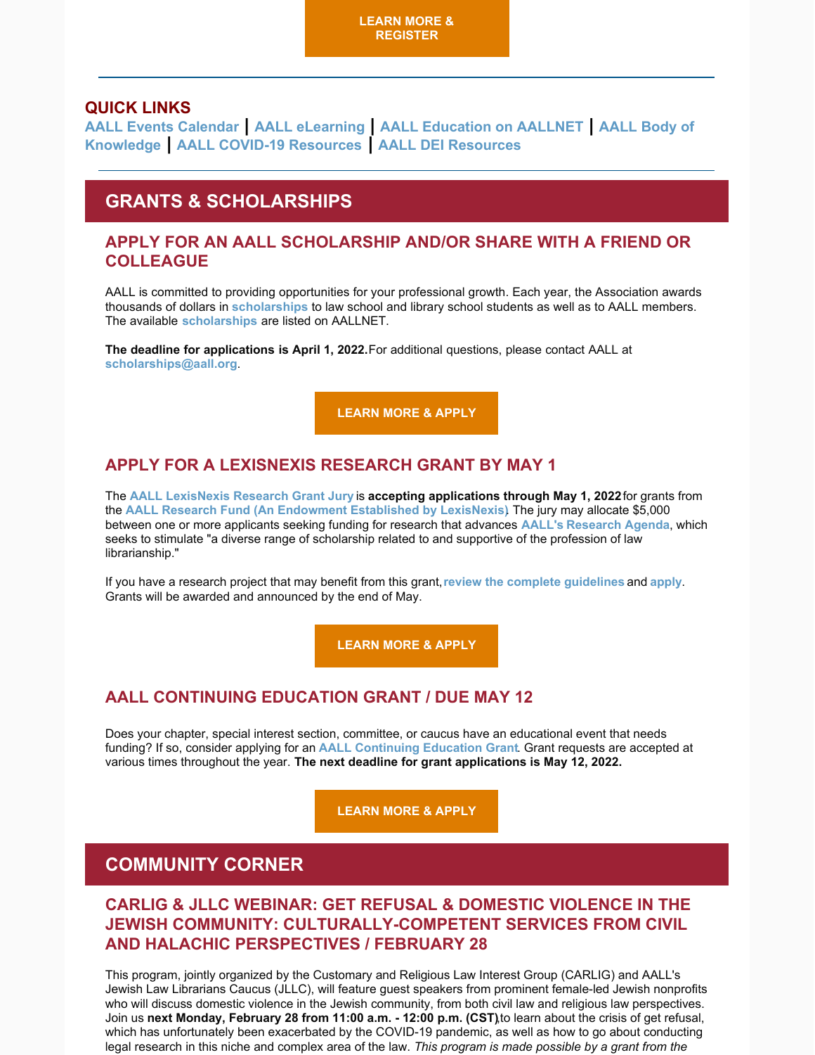**LEARN MORE & REGISTER**

---

**QUICK LINKS**

AALL Events Calendar | AALL eLearning | AALL Education on AALLNET | AALL Body of Knowledge | AALL COVID-19 Resources | AALL DEI Resources

---

## GRANTS & SCHOLARSHIPS

### APPLY FOR AN AALL SCHOLARSHIP AND/OR SHARE WITH A FRIEND OR COLLEAGUE

AALL is committed to providing opportunities for your professional growth. Each year, the Association awards thousands of dollars in scholarships to law school and library school students as well as to AALL members. The available scholarships are listed on AALLNET.

**The deadline for applications is April 1, 2022.** For additional questions, please contact AALL at scholarships@aall.org.

**LEARN MORE & APPLY**

### APPLY FOR A LEXISNEXIS RESEARCH GRANT BY MAY 1

The AALL LexisNexis Research Grant Jury is **accepting applications through May 1, 2022** for grants from the AALL Research Fund (An Endowment Established by LexisNexis). The jury may allocate $5,000 between one or more applicants seeking funding for research that advances AALL's Research Agenda, which seeks to stimulate "a diverse range of scholarship related to and supportive of the profession of law librarianship."

If you have a research project that may benefit from this grant, review the complete guidelines and apply. Grants will be awarded and announced by the end of May.

**LEARN MORE & APPLY**

### AALL CONTINUING EDUCATION GRANT / DUE MAY 12

Does your chapter, special interest section, committee, or caucus have an educational event that needs funding? If so, consider applying for an AALL Continuing Education Grant. Grant requests are accepted at various times throughout the year. **The next deadline for grant applications is May 12, 2022.**

**LEARN MORE & APPLY**

## COMMUNITY CORNER

### CARLIG & JLLC WEBINAR: GET REFUSAL & DOMESTIC VIOLENCE IN THE JEWISH COMMUNITY: CULTURALLY-COMPETENT SERVICES FROM CIVIL AND HALACHIC PERSPECTIVES / FEBRUARY 28

This program, jointly organized by the Customary and Religious Law Interest Group (CARLIG) and AALL's Jewish Law Librarians Caucus (JLLC), will feature guest speakers from prominent female-led Jewish nonprofits who will discuss domestic violence in the Jewish community, from both civil law and religious law perspectives. Join us **next Monday, February 28 from 11:00 a.m. - 12:00 p.m. (CST)**, to learn about the crisis of get refusal, which has unfortunately been exacerbated by the COVID-19 pandemic, as well as how to go about conducting legal research in this niche and complex area of the law. *This program is made possible by a grant from the*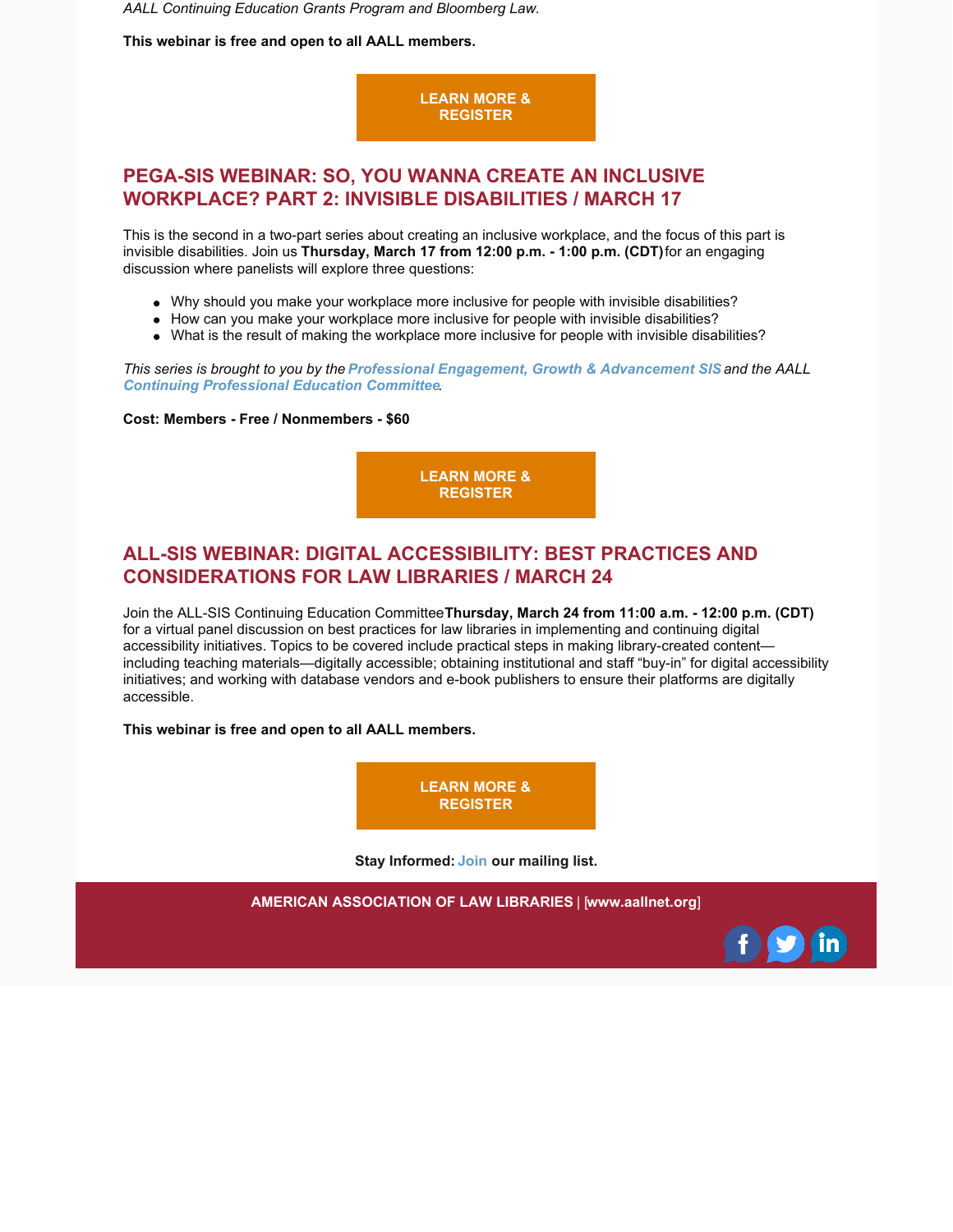*AALL Continuing Education Grants Program and Bloomberg Law.*

**This webinar is free and open to all AALL members.**

**LEARN MORE & REGISTER**

## PEGA-SIS WEBINAR: SO, YOU WANNA CREATE AN INCLUSIVE WORKPLACE? PART 2: INVISIBLE DISABILITIES / MARCH 17

This is the second in a two-part series about creating an inclusive workplace, and the focus of this part is invisible disabilities. Join us **Thursday, March 17 from 12:00 p.m. - 1:00 p.m. (CDT)** for an engaging discussion where panelists will explore three questions:

- Why should you make your workplace more inclusive for people with invisible disabilities?
- How can you make your workplace more inclusive for people with invisible disabilities?
- What is the result of making the workplace more inclusive for people with invisible disabilities?

*This series is brought to you by the* ***Professional Engagement, Growth & Advancement SIS*** *and the AALL* ***Continuing Professional Education Committee****.*

**Cost: Members - Free / Nonmembers - $60**

**LEARN MORE & REGISTER**

## ALL-SIS WEBINAR: DIGITAL ACCESSIBILITY: BEST PRACTICES AND CONSIDERATIONS FOR LAW LIBRARIES / MARCH 24

Join the ALL-SIS Continuing Education Committee **Thursday, March 24 from 11:00 a.m. - 12:00 p.m. (CDT)** for a virtual panel discussion on best practices for law libraries in implementing and continuing digital accessibility initiatives. Topics to be covered include practical steps in making library-created content—including teaching materials—digitally accessible; obtaining institutional and staff "buy-in" for digital accessibility initiatives; and working with database vendors and e-book publishers to ensure their platforms are digitally accessible.

**This webinar is free and open to all AALL members.**

**LEARN MORE & REGISTER**

**Stay Informed: Join our mailing list.**

**AMERICAN ASSOCIATION OF LAW LIBRARIES | [www.aallnet.org]**